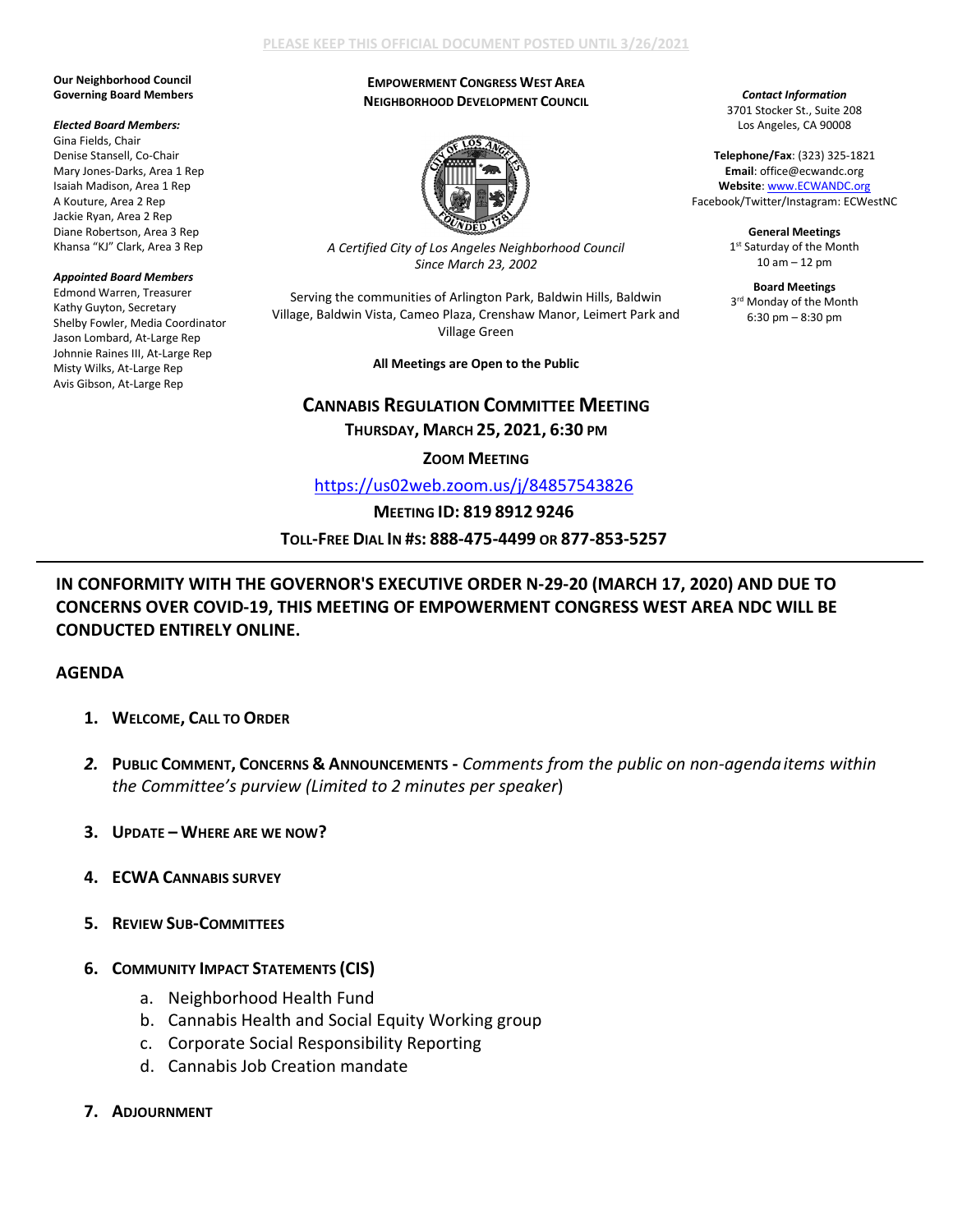PLEASE KEEP THIS OFFICIAL DOCUMENT POSTED UNTIL 3/26/2021

**Our Neighborhood Council Governing Board Members**

***Elected Board Members:***
Gina Fields, Chair
Denise Stansell, Co-Chair
Mary Jones-Darks, Area 1 Rep
Isaiah Madison, Area 1 Rep
A Kouture, Area 2 Rep
Jackie Ryan, Area 2 Rep
Diane Robertson, Area 3 Rep
Khansa "KJ" Clark, Area 3 Rep

***Appointed Board Members***
Edmond Warren, Treasurer
Kathy Guyton, Secretary
Shelby Fowler, Media Coordinator
Jason Lombard, At-Large Rep
Johnnie Raines III, At-Large Rep
Misty Wilks, At-Large Rep
Avis Gibson, At-Large Rep

**EMPOWERMENT CONGRESS WEST AREA NEIGHBORHOOD DEVELOPMENT COUNCIL**

*A Certified City of Los Angeles Neighborhood Council Since March 23, 2002*

Serving the communities of Arlington Park, Baldwin Hills, Baldwin Village, Baldwin Vista, Cameo Plaza, Crenshaw Manor, Leimert Park and Village Green

**All Meetings are Open to the Public**

***Contact Information***
3701 Stocker St., Suite 208
Los Angeles, CA 90008

**Telephone/Fax**: (323) 325-1821
**Email**: office@ecwandc.org
**Website**: www.ECWANDC.org
Facebook/Twitter/Instagram: ECWestNC

**General Meetings**
1st Saturday of the Month
10 am – 12 pm

**Board Meetings**
3rd Monday of the Month
6:30 pm – 8:30 pm

## CANNABIS REGULATION COMMITTEE MEETING

**THURSDAY, MARCH 25, 2021, 6:30 PM**

**ZOOM MEETING**

https://us02web.zoom.us/j/84857543826

**MEETING ID: 819 8912 9246**

**TOLL-FREE DIAL IN #S: 888-475-4499 OR 877-853-5257**

---

**IN CONFORMITY WITH THE GOVERNOR'S EXECUTIVE ORDER N-29-20 (MARCH 17, 2020) AND DUE TO CONCERNS OVER COVID-19, THIS MEETING OF EMPOWERMENT CONGRESS WEST AREA NDC WILL BE CONDUCTED ENTIRELY ONLINE.**

## AGENDA

1. **WELCOME, CALL TO ORDER**
2. **PUBLIC COMMENT, CONCERNS & ANNOUNCEMENTS -** *Comments from the public on non-agenda items within the Committee's purview (Limited to 2 minutes per speaker*)
3. **UPDATE – WHERE ARE WE NOW?**
4. **ECWA CANNABIS SURVEY**
5. **REVIEW SUB-COMMITTEES**
6. **COMMUNITY IMPACT STATEMENTS (CIS)**
   a. Neighborhood Health Fund
   b. Cannabis Health and Social Equity Working group
   c. Corporate Social Responsibility Reporting
   d. Cannabis Job Creation mandate
7. **ADJOURNMENT**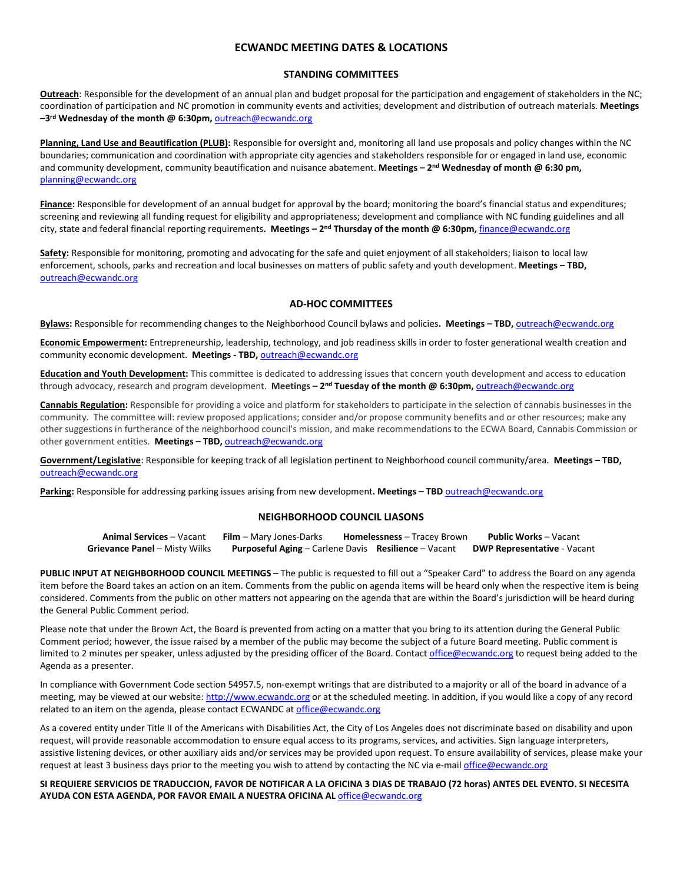# ECWANDC MEETING DATES & LOCATIONS

## STANDING COMMITTEES

**Outreach**: Responsible for the development of an annual plan and budget proposal for the participation and engagement of stakeholders in the NC; coordination of participation and NC promotion in community events and activities; development and distribution of outreach materials. **Meetings –3rd Wednesday of the month @ 6:30pm,** outreach@ecwandc.org

**Planning, Land Use and Beautification (PLUB):** Responsible for oversight and, monitoring all land use proposals and policy changes within the NC boundaries; communication and coordination with appropriate city agencies and stakeholders responsible for or engaged in land use, economic and community development, community beautification and nuisance abatement. **Meetings – 2nd Wednesday of month @ 6:30 pm,** planning@ecwandc.org

**Finance:** Responsible for development of an annual budget for approval by the board; monitoring the board's financial status and expenditures; screening and reviewing all funding request for eligibility and appropriateness; development and compliance with NC funding guidelines and all city, state and federal financial reporting requirements**. Meetings – 2nd Thursday of the month @ 6:30pm,** finance@ecwandc.org

**Safety:** Responsible for monitoring, promoting and advocating for the safe and quiet enjoyment of all stakeholders; liaison to local law enforcement, schools, parks and recreation and local businesses on matters of public safety and youth development. **Meetings – TBD,** outreach@ecwandc.org

## AD-HOC COMMITTEES

**Bylaws:** Responsible for recommending changes to the Neighborhood Council bylaws and policies**. Meetings – TBD,** outreach@ecwandc.org

**Economic Empowerment:** Entrepreneurship, leadership, technology, and job readiness skills in order to foster generational wealth creation and community economic development. **Meetings - TBD,** outreach@ecwandc.org

**Education and Youth Development:** This committee is dedicated to addressing issues that concern youth development and access to education through advocacy, research and program development. **Meetings – 2nd Tuesday of the month @ 6:30pm,** outreach@ecwandc.org

**Cannabis Regulation:** Responsible for providing a voice and platform for stakeholders to participate in the selection of cannabis businesses in the community. The committee will: review proposed applications; consider and/or propose community benefits and or other resources; make any other suggestions in furtherance of the neighborhood council's mission, and make recommendations to the ECWA Board, Cannabis Commission or other government entities. **Meetings – TBD,** outreach@ecwandc.org

**Government/Legislative**: Responsible for keeping track of all legislation pertinent to Neighborhood council community/area. **Meetings – TBD,** outreach@ecwandc.org

**Parking:** Responsible for addressing parking issues arising from new development**. Meetings – TBD** outreach@ecwandc.org

## NEIGHBORHOOD COUNCIL LIASONS

**Animal Services** – Vacant  **Film** – Mary Jones-Darks  **Homelessness** – Tracey Brown  **Public Works** – Vacant
**Grievance Panel** – Misty Wilks  **Purposeful Aging** – Carlene Davis  **Resilience** – Vacant  **DWP Representative** - Vacant

**PUBLIC INPUT AT NEIGHBORHOOD COUNCIL MEETINGS** – The public is requested to fill out a "Speaker Card" to address the Board on any agenda item before the Board takes an action on an item. Comments from the public on agenda items will be heard only when the respective item is being considered. Comments from the public on other matters not appearing on the agenda that are within the Board's jurisdiction will be heard during the General Public Comment period.

Please note that under the Brown Act, the Board is prevented from acting on a matter that you bring to its attention during the General Public Comment period; however, the issue raised by a member of the public may become the subject of a future Board meeting. Public comment is limited to 2 minutes per speaker, unless adjusted by the presiding officer of the Board. Contact office@ecwandc.org to request being added to the Agenda as a presenter.

In compliance with Government Code section 54957.5, non-exempt writings that are distributed to a majority or all of the board in advance of a meeting, may be viewed at our website: http://www.ecwandc.org or at the scheduled meeting. In addition, if you would like a copy of any record related to an item on the agenda, please contact ECWANDC at office@ecwandc.org

As a covered entity under Title II of the Americans with Disabilities Act, the City of Los Angeles does not discriminate based on disability and upon request, will provide reasonable accommodation to ensure equal access to its programs, services, and activities. Sign language interpreters, assistive listening devices, or other auxiliary aids and/or services may be provided upon request. To ensure availability of services, please make your request at least 3 business days prior to the meeting you wish to attend by contacting the NC via e-mail office@ecwandc.org

**SI REQUIERE SERVICIOS DE TRADUCCION, FAVOR DE NOTIFICAR A LA OFICINA 3 DIAS DE TRABAJO (72 horas) ANTES DEL EVENTO. SI NECESITA AYUDA CON ESTA AGENDA, POR FAVOR EMAIL A NUESTRA OFICINA AL** office@ecwandc.org